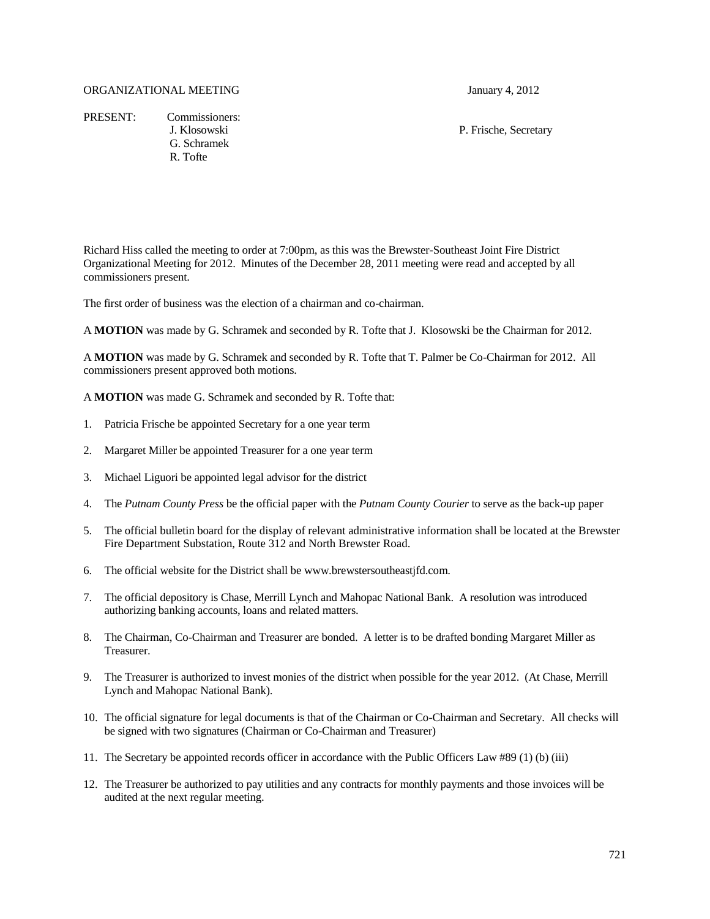ORGANIZATIONAL MEETING January 4, 2012

PRESENT: Commissioners:
J. Klosowski
G. Schramek
R. Tofte

P. Frische, Secretary

Richard Hiss called the meeting to order at 7:00pm, as this was the Brewster-Southeast Joint Fire District Organizational Meeting for 2012. Minutes of the December 28, 2011 meeting were read and accepted by all commissioners present.

The first order of business was the election of a chairman and co-chairman.

A **MOTION** was made by G. Schramek and seconded by R. Tofte that J. Klosowski be the Chairman for 2012.

A **MOTION** was made by G. Schramek and seconded by R. Tofte that T. Palmer be Co-Chairman for 2012. All commissioners present approved both motions.

A **MOTION** was made G. Schramek and seconded by R. Tofte that:

1. Patricia Frische be appointed Secretary for a one year term
2. Margaret Miller be appointed Treasurer for a one year term
3. Michael Liguori be appointed legal advisor for the district
4. The *Putnam County Press* be the official paper with the *Putnam County Courier* to serve as the back-up paper
5. The official bulletin board for the display of relevant administrative information shall be located at the Brewster Fire Department Substation, Route 312 and North Brewster Road.
6. The official website for the District shall be www.brewstersoutheastjfd.com.
7. The official depository is Chase, Merrill Lynch and Mahopac National Bank. A resolution was introduced authorizing banking accounts, loans and related matters.
8. The Chairman, Co-Chairman and Treasurer are bonded. A letter is to be drafted bonding Margaret Miller as Treasurer.
9. The Treasurer is authorized to invest monies of the district when possible for the year 2012. (At Chase, Merrill Lynch and Mahopac National Bank).
10. The official signature for legal documents is that of the Chairman or Co-Chairman and Secretary. All checks will be signed with two signatures (Chairman or Co-Chairman and Treasurer)
11. The Secretary be appointed records officer in accordance with the Public Officers Law #89 (1) (b) (iii)
12. The Treasurer be authorized to pay utilities and any contracts for monthly payments and those invoices will be audited at the next regular meeting.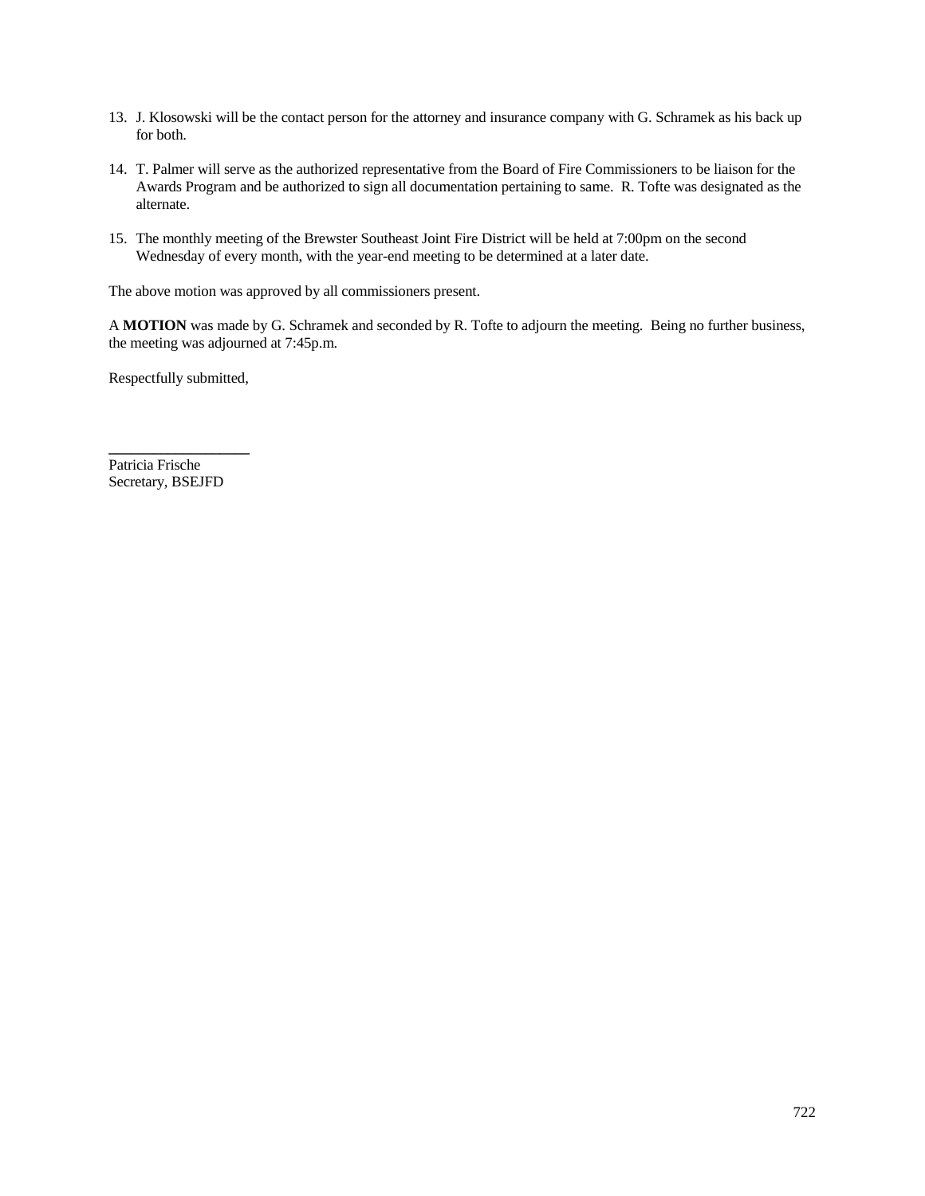13. J. Klosowski will be the contact person for the attorney and insurance company with G. Schramek as his back up for both.

14. T. Palmer will serve as the authorized representative from the Board of Fire Commissioners to be liaison for the Awards Program and be authorized to sign all documentation pertaining to same. R. Tofte was designated as the alternate.

15. The monthly meeting of the Brewster Southeast Joint Fire District will be held at 7:00pm on the second Wednesday of every month, with the year-end meeting to be determined at a later date.

The above motion was approved by all commissioners present.

A **MOTION** was made by G. Schramek and seconded by R. Tofte to adjourn the meeting. Being no further business, the meeting was adjourned at 7:45p.m.

Respectfully submitted,

\_\_\_\_\_\_\_\_\_\_\_\_\_\_\_\_\_\_\_\_

Patricia Frische
Secretary, BSEJFD